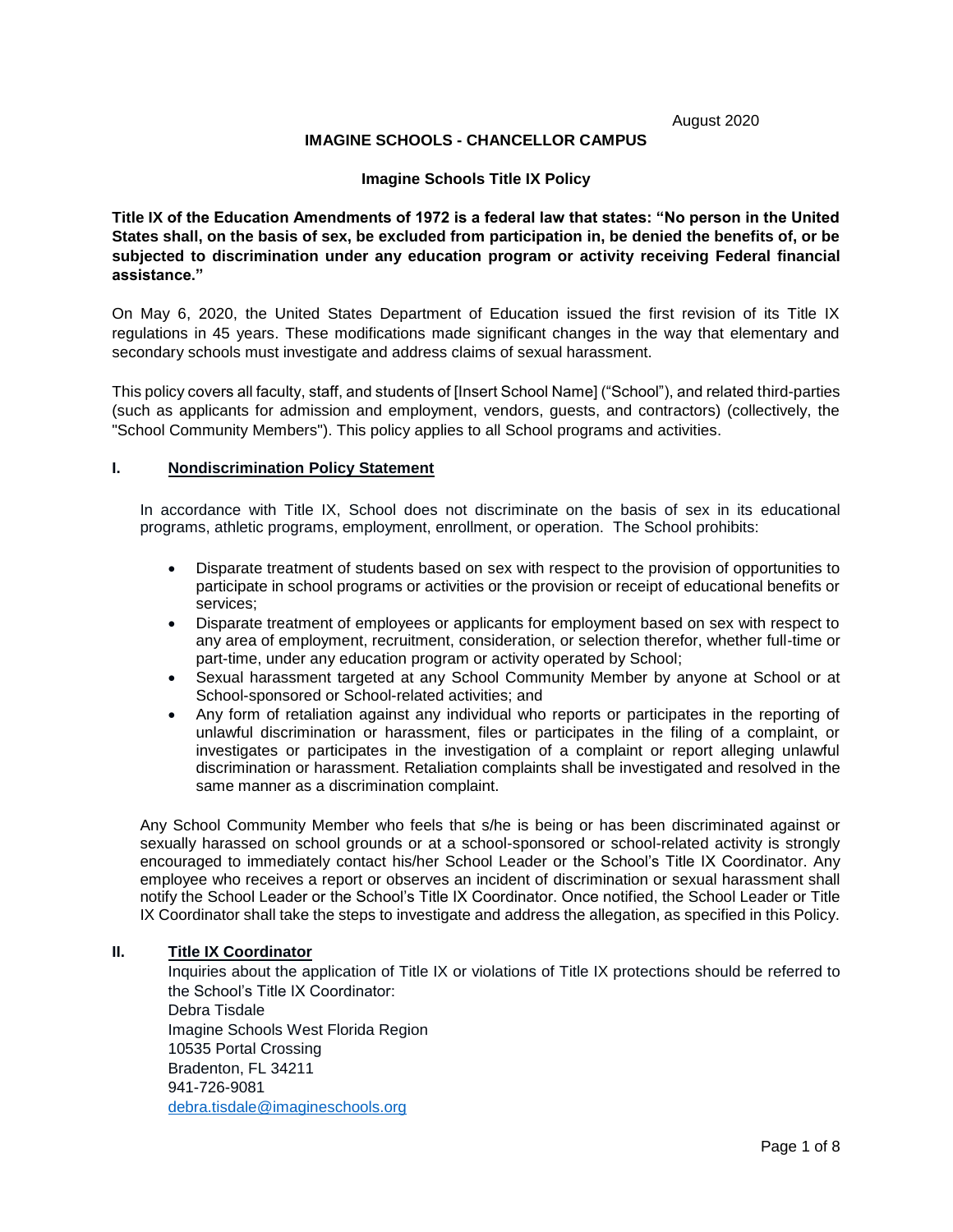August 2020

**IMAGINE SCHOOLS - CHANCELLOR CAMPUS**

**Imagine Schools Title IX Policy**

**Title IX of the Education Amendments of 1972 is a federal law that states: "No person in the United States shall, on the basis of sex, be excluded from participation in, be denied the benefits of, or be subjected to discrimination under any education program or activity receiving Federal financial assistance."**

On May 6, 2020, the United States Department of Education issued the first revision of its Title IX regulations in 45 years. These modifications made significant changes in the way that elementary and secondary schools must investigate and address claims of sexual harassment.

This policy covers all faculty, staff, and students of [Insert School Name] ("School"), and related third-parties (such as applicants for admission and employment, vendors, guests, and contractors) (collectively, the "School Community Members"). This policy applies to all School programs and activities.

## I. Nondiscrimination Policy Statement

In accordance with Title IX, School does not discriminate on the basis of sex in its educational programs, athletic programs, employment, enrollment, or operation. The School prohibits:

- Disparate treatment of students based on sex with respect to the provision of opportunities to participate in school programs or activities or the provision or receipt of educational benefits or services;
- Disparate treatment of employees or applicants for employment based on sex with respect to any area of employment, recruitment, consideration, or selection therefor, whether full-time or part-time, under any education program or activity operated by School;
- Sexual harassment targeted at any School Community Member by anyone at School or at School-sponsored or School-related activities; and
- Any form of retaliation against any individual who reports or participates in the reporting of unlawful discrimination or harassment, files or participates in the filing of a complaint, or investigates or participates in the investigation of a complaint or report alleging unlawful discrimination or harassment. Retaliation complaints shall be investigated and resolved in the same manner as a discrimination complaint.

Any School Community Member who feels that s/he is being or has been discriminated against or sexually harassed on school grounds or at a school-sponsored or school-related activity is strongly encouraged to immediately contact his/her School Leader or the School's Title IX Coordinator. Any employee who receives a report or observes an incident of discrimination or sexual harassment shall notify the School Leader or the School's Title IX Coordinator. Once notified, the School Leader or Title IX Coordinator shall take the steps to investigate and address the allegation, as specified in this Policy.

## II. Title IX Coordinator

Inquiries about the application of Title IX or violations of Title IX protections should be referred to the School's Title IX Coordinator:
Debra Tisdale
Imagine Schools West Florida Region
10535 Portal Crossing
Bradenton, FL 34211
941-726-9081
debra.tisdale@imagineschools.org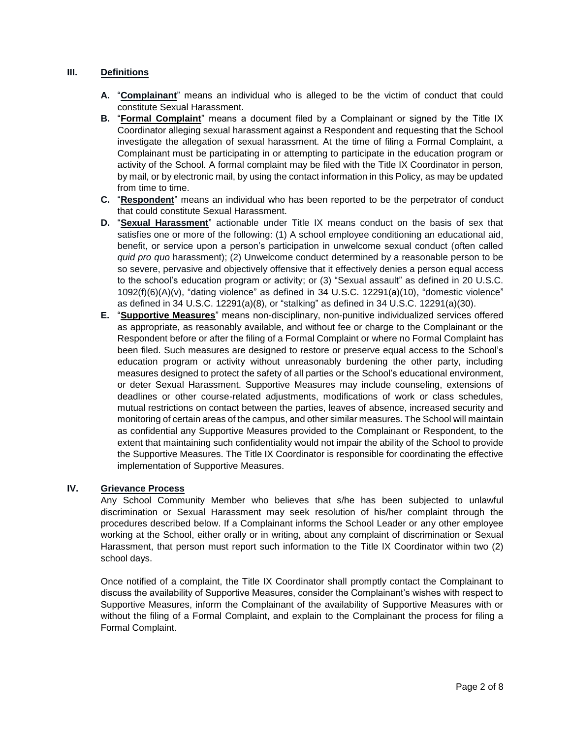## III. Definitions

**A.** "**Complainant**" means an individual who is alleged to be the victim of conduct that could constitute Sexual Harassment.

**B.** "**Formal Complaint**" means a document filed by a Complainant or signed by the Title IX Coordinator alleging sexual harassment against a Respondent and requesting that the School investigate the allegation of sexual harassment. At the time of filing a Formal Complaint, a Complainant must be participating in or attempting to participate in the education program or activity of the School. A formal complaint may be filed with the Title IX Coordinator in person, by mail, or by electronic mail, by using the contact information in this Policy, as may be updated from time to time.

**C.** "**Respondent**" means an individual who has been reported to be the perpetrator of conduct that could constitute Sexual Harassment.

**D.** "**Sexual Harassment**" actionable under Title IX means conduct on the basis of sex that satisfies one or more of the following: (1) A school employee conditioning an educational aid, benefit, or service upon a person's participation in unwelcome sexual conduct (often called *quid pro quo* harassment); (2) Unwelcome conduct determined by a reasonable person to be so severe, pervasive and objectively offensive that it effectively denies a person equal access to the school's education program or activity; or (3) "Sexual assault" as defined in 20 U.S.C. 1092(f)(6)(A)(v), "dating violence" as defined in 34 U.S.C. 12291(a)(10), "domestic violence" as defined in 34 U.S.C. 12291(a)(8), or "stalking" as defined in 34 U.S.C. 12291(a)(30).

**E.** "**Supportive Measures**" means non-disciplinary, non-punitive individualized services offered as appropriate, as reasonably available, and without fee or charge to the Complainant or the Respondent before or after the filing of a Formal Complaint or where no Formal Complaint has been filed. Such measures are designed to restore or preserve equal access to the School's education program or activity without unreasonably burdening the other party, including measures designed to protect the safety of all parties or the School's educational environment, or deter Sexual Harassment. Supportive Measures may include counseling, extensions of deadlines or other course-related adjustments, modifications of work or class schedules, mutual restrictions on contact between the parties, leaves of absence, increased security and monitoring of certain areas of the campus, and other similar measures. The School will maintain as confidential any Supportive Measures provided to the Complainant or Respondent, to the extent that maintaining such confidentiality would not impair the ability of the School to provide the Supportive Measures. The Title IX Coordinator is responsible for coordinating the effective implementation of Supportive Measures.

## IV. Grievance Process

Any School Community Member who believes that s/he has been subjected to unlawful discrimination or Sexual Harassment may seek resolution of his/her complaint through the procedures described below. If a Complainant informs the School Leader or any other employee working at the School, either orally or in writing, about any complaint of discrimination or Sexual Harassment, that person must report such information to the Title IX Coordinator within two (2) school days.

Once notified of a complaint, the Title IX Coordinator shall promptly contact the Complainant to discuss the availability of Supportive Measures, consider the Complainant's wishes with respect to Supportive Measures, inform the Complainant of the availability of Supportive Measures with or without the filing of a Formal Complaint, and explain to the Complainant the process for filing a Formal Complaint.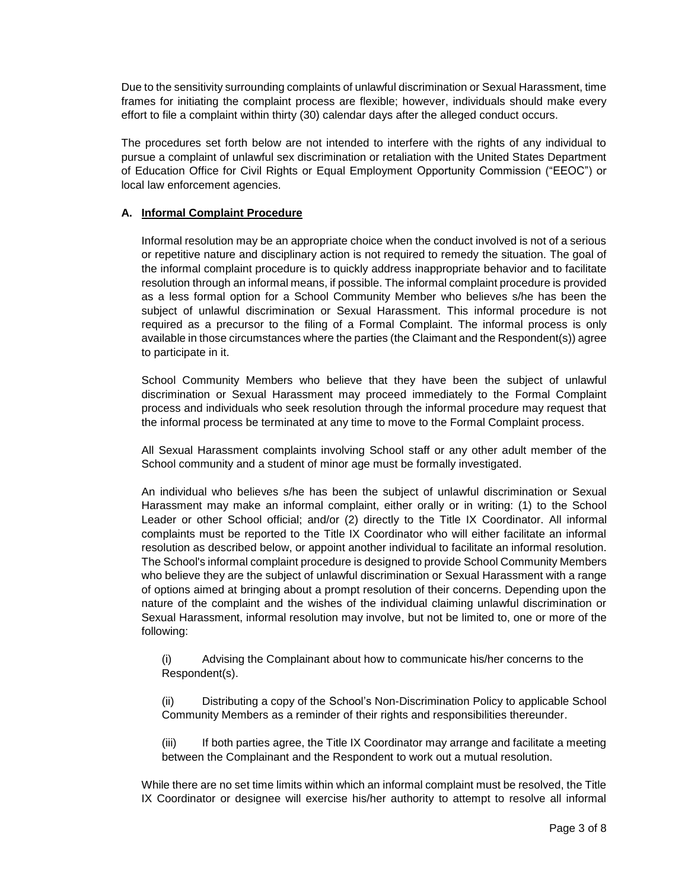Due to the sensitivity surrounding complaints of unlawful discrimination or Sexual Harassment, time frames for initiating the complaint process are flexible; however, individuals should make every effort to file a complaint within thirty (30) calendar days after the alleged conduct occurs.

The procedures set forth below are not intended to interfere with the rights of any individual to pursue a complaint of unlawful sex discrimination or retaliation with the United States Department of Education Office for Civil Rights or Equal Employment Opportunity Commission ("EEOC") or local law enforcement agencies.

### A. <u>Informal Complaint Procedure</u>

Informal resolution may be an appropriate choice when the conduct involved is not of a serious or repetitive nature and disciplinary action is not required to remedy the situation. The goal of the informal complaint procedure is to quickly address inappropriate behavior and to facilitate resolution through an informal means, if possible. The informal complaint procedure is provided as a less formal option for a School Community Member who believes s/he has been the subject of unlawful discrimination or Sexual Harassment. This informal procedure is not required as a precursor to the filing of a Formal Complaint. The informal process is only available in those circumstances where the parties (the Claimant and the Respondent(s)) agree to participate in it.

School Community Members who believe that they have been the subject of unlawful discrimination or Sexual Harassment may proceed immediately to the Formal Complaint process and individuals who seek resolution through the informal procedure may request that the informal process be terminated at any time to move to the Formal Complaint process.

All Sexual Harassment complaints involving School staff or any other adult member of the School community and a student of minor age must be formally investigated.

An individual who believes s/he has been the subject of unlawful discrimination or Sexual Harassment may make an informal complaint, either orally or in writing: (1) to the School Leader or other School official; and/or (2) directly to the Title IX Coordinator. All informal complaints must be reported to the Title IX Coordinator who will either facilitate an informal resolution as described below, or appoint another individual to facilitate an informal resolution. The School's informal complaint procedure is designed to provide School Community Members who believe they are the subject of unlawful discrimination or Sexual Harassment with a range of options aimed at bringing about a prompt resolution of their concerns. Depending upon the nature of the complaint and the wishes of the individual claiming unlawful discrimination or Sexual Harassment, informal resolution may involve, but not be limited to, one or more of the following:

(i) Advising the Complainant about how to communicate his/her concerns to the Respondent(s).

(ii) Distributing a copy of the School's Non-Discrimination Policy to applicable School Community Members as a reminder of their rights and responsibilities thereunder.

(iii) If both parties agree, the Title IX Coordinator may arrange and facilitate a meeting between the Complainant and the Respondent to work out a mutual resolution.

While there are no set time limits within which an informal complaint must be resolved, the Title IX Coordinator or designee will exercise his/her authority to attempt to resolve all informal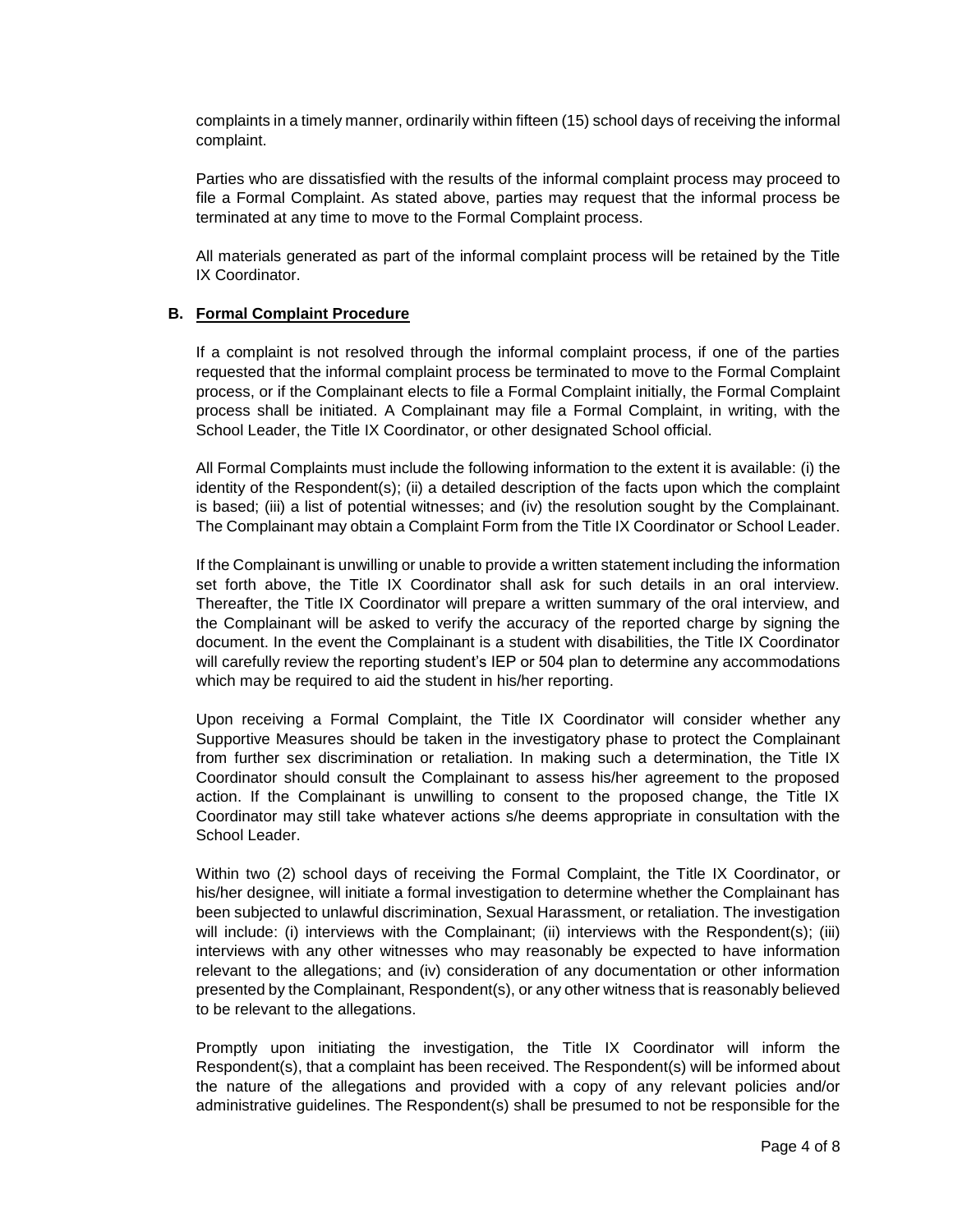complaints in a timely manner, ordinarily within fifteen (15) school days of receiving the informal complaint.

Parties who are dissatisfied with the results of the informal complaint process may proceed to file a Formal Complaint. As stated above, parties may request that the informal process be terminated at any time to move to the Formal Complaint process.

All materials generated as part of the informal complaint process will be retained by the Title IX Coordinator.

### B. Formal Complaint Procedure

If a complaint is not resolved through the informal complaint process, if one of the parties requested that the informal complaint process be terminated to move to the Formal Complaint process, or if the Complainant elects to file a Formal Complaint initially, the Formal Complaint process shall be initiated. A Complainant may file a Formal Complaint, in writing, with the School Leader, the Title IX Coordinator, or other designated School official.

All Formal Complaints must include the following information to the extent it is available: (i) the identity of the Respondent(s); (ii) a detailed description of the facts upon which the complaint is based; (iii) a list of potential witnesses; and (iv) the resolution sought by the Complainant. The Complainant may obtain a Complaint Form from the Title IX Coordinator or School Leader.

If the Complainant is unwilling or unable to provide a written statement including the information set forth above, the Title IX Coordinator shall ask for such details in an oral interview. Thereafter, the Title IX Coordinator will prepare a written summary of the oral interview, and the Complainant will be asked to verify the accuracy of the reported charge by signing the document. In the event the Complainant is a student with disabilities, the Title IX Coordinator will carefully review the reporting student's IEP or 504 plan to determine any accommodations which may be required to aid the student in his/her reporting.

Upon receiving a Formal Complaint, the Title IX Coordinator will consider whether any Supportive Measures should be taken in the investigatory phase to protect the Complainant from further sex discrimination or retaliation. In making such a determination, the Title IX Coordinator should consult the Complainant to assess his/her agreement to the proposed action. If the Complainant is unwilling to consent to the proposed change, the Title IX Coordinator may still take whatever actions s/he deems appropriate in consultation with the School Leader.

Within two (2) school days of receiving the Formal Complaint, the Title IX Coordinator, or his/her designee, will initiate a formal investigation to determine whether the Complainant has been subjected to unlawful discrimination, Sexual Harassment, or retaliation. The investigation will include: (i) interviews with the Complainant; (ii) interviews with the Respondent(s); (iii) interviews with any other witnesses who may reasonably be expected to have information relevant to the allegations; and (iv) consideration of any documentation or other information presented by the Complainant, Respondent(s), or any other witness that is reasonably believed to be relevant to the allegations.

Promptly upon initiating the investigation, the Title IX Coordinator will inform the Respondent(s), that a complaint has been received. The Respondent(s) will be informed about the nature of the allegations and provided with a copy of any relevant policies and/or administrative guidelines. The Respondent(s) shall be presumed to not be responsible for the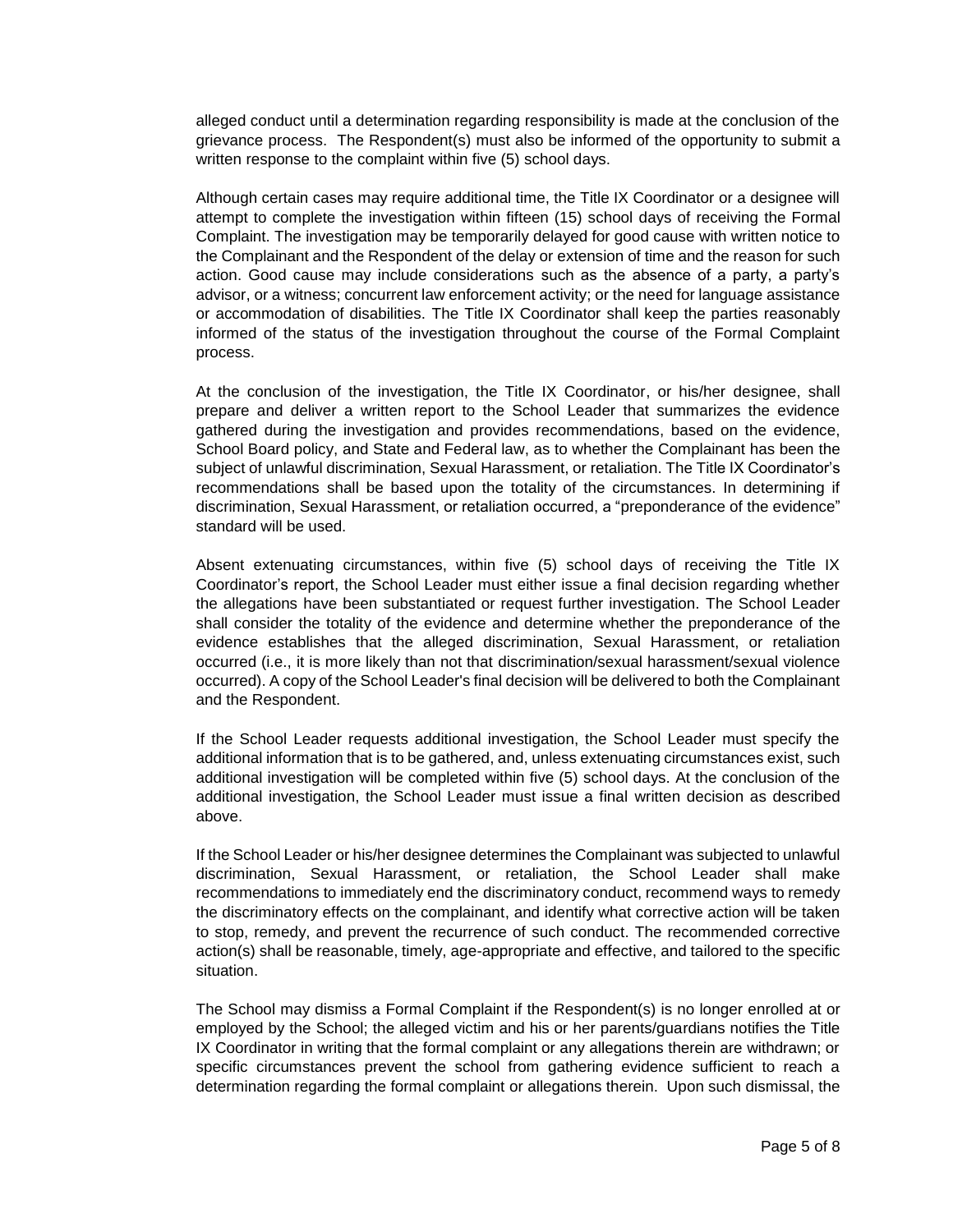alleged conduct until a determination regarding responsibility is made at the conclusion of the grievance process. The Respondent(s) must also be informed of the opportunity to submit a written response to the complaint within five (5) school days.

Although certain cases may require additional time, the Title IX Coordinator or a designee will attempt to complete the investigation within fifteen (15) school days of receiving the Formal Complaint. The investigation may be temporarily delayed for good cause with written notice to the Complainant and the Respondent of the delay or extension of time and the reason for such action. Good cause may include considerations such as the absence of a party, a party's advisor, or a witness; concurrent law enforcement activity; or the need for language assistance or accommodation of disabilities. The Title IX Coordinator shall keep the parties reasonably informed of the status of the investigation throughout the course of the Formal Complaint process.

At the conclusion of the investigation, the Title IX Coordinator, or his/her designee, shall prepare and deliver a written report to the School Leader that summarizes the evidence gathered during the investigation and provides recommendations, based on the evidence, School Board policy, and State and Federal law, as to whether the Complainant has been the subject of unlawful discrimination, Sexual Harassment, or retaliation. The Title IX Coordinator's recommendations shall be based upon the totality of the circumstances. In determining if discrimination, Sexual Harassment, or retaliation occurred, a "preponderance of the evidence" standard will be used.

Absent extenuating circumstances, within five (5) school days of receiving the Title IX Coordinator's report, the School Leader must either issue a final decision regarding whether the allegations have been substantiated or request further investigation. The School Leader shall consider the totality of the evidence and determine whether the preponderance of the evidence establishes that the alleged discrimination, Sexual Harassment, or retaliation occurred (i.e., it is more likely than not that discrimination/sexual harassment/sexual violence occurred). A copy of the School Leader's final decision will be delivered to both the Complainant and the Respondent.

If the School Leader requests additional investigation, the School Leader must specify the additional information that is to be gathered, and, unless extenuating circumstances exist, such additional investigation will be completed within five (5) school days. At the conclusion of the additional investigation, the School Leader must issue a final written decision as described above.

If the School Leader or his/her designee determines the Complainant was subjected to unlawful discrimination, Sexual Harassment, or retaliation, the School Leader shall make recommendations to immediately end the discriminatory conduct, recommend ways to remedy the discriminatory effects on the complainant, and identify what corrective action will be taken to stop, remedy, and prevent the recurrence of such conduct. The recommended corrective action(s) shall be reasonable, timely, age-appropriate and effective, and tailored to the specific situation.

The School may dismiss a Formal Complaint if the Respondent(s) is no longer enrolled at or employed by the School; the alleged victim and his or her parents/guardians notifies the Title IX Coordinator in writing that the formal complaint or any allegations therein are withdrawn; or specific circumstances prevent the school from gathering evidence sufficient to reach a determination regarding the formal complaint or allegations therein. Upon such dismissal, the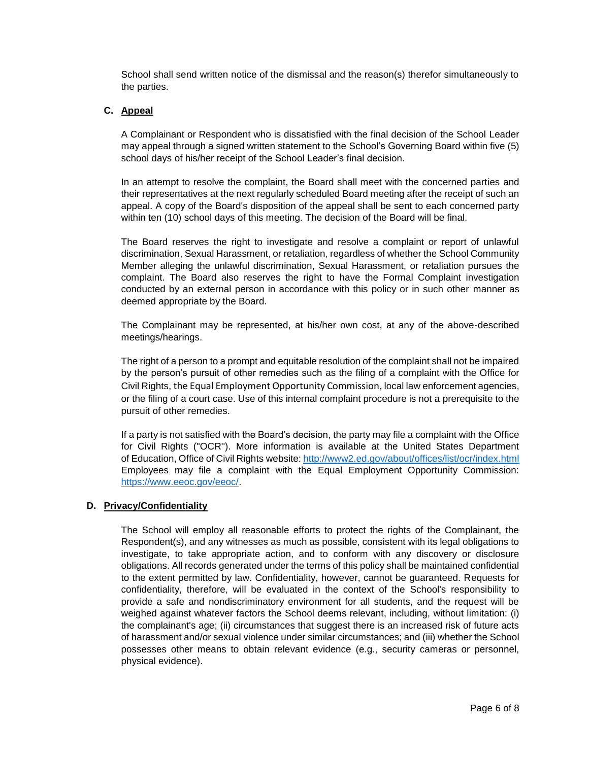School shall send written notice of the dismissal and the reason(s) therefor simultaneously to the parties.

### C. Appeal

A Complainant or Respondent who is dissatisfied with the final decision of the School Leader may appeal through a signed written statement to the School's Governing Board within five (5) school days of his/her receipt of the School Leader's final decision.

In an attempt to resolve the complaint, the Board shall meet with the concerned parties and their representatives at the next regularly scheduled Board meeting after the receipt of such an appeal. A copy of the Board's disposition of the appeal shall be sent to each concerned party within ten (10) school days of this meeting. The decision of the Board will be final.

The Board reserves the right to investigate and resolve a complaint or report of unlawful discrimination, Sexual Harassment, or retaliation, regardless of whether the School Community Member alleging the unlawful discrimination, Sexual Harassment, or retaliation pursues the complaint. The Board also reserves the right to have the Formal Complaint investigation conducted by an external person in accordance with this policy or in such other manner as deemed appropriate by the Board.

The Complainant may be represented, at his/her own cost, at any of the above-described meetings/hearings.

The right of a person to a prompt and equitable resolution of the complaint shall not be impaired by the person's pursuit of other remedies such as the filing of a complaint with the Office for Civil Rights, the Equal Employment Opportunity Commission, local law enforcement agencies, or the filing of a court case. Use of this internal complaint procedure is not a prerequisite to the pursuit of other remedies.

If a party is not satisfied with the Board's decision, the party may file a complaint with the Office for Civil Rights ("OCR"). More information is available at the United States Department of Education, Office of Civil Rights website: [http://www2.ed.gov/about/offices/list/ocr/index.html](http://www2.ed.gov/about/offices/list/ocr/index.html) Employees may file a complaint with the Equal Employment Opportunity Commission: [https://www.eeoc.gov/eeoc/](https://www.eeoc.gov/eeoc/).

### D. Privacy/Confidentiality

The School will employ all reasonable efforts to protect the rights of the Complainant, the Respondent(s), and any witnesses as much as possible, consistent with its legal obligations to investigate, to take appropriate action, and to conform with any discovery or disclosure obligations. All records generated under the terms of this policy shall be maintained confidential to the extent permitted by law. Confidentiality, however, cannot be guaranteed. Requests for confidentiality, therefore, will be evaluated in the context of the School's responsibility to provide a safe and nondiscriminatory environment for all students, and the request will be weighed against whatever factors the School deems relevant, including, without limitation: (i) the complainant's age; (ii) circumstances that suggest there is an increased risk of future acts of harassment and/or sexual violence under similar circumstances; and (iii) whether the School possesses other means to obtain relevant evidence (e.g., security cameras or personnel, physical evidence).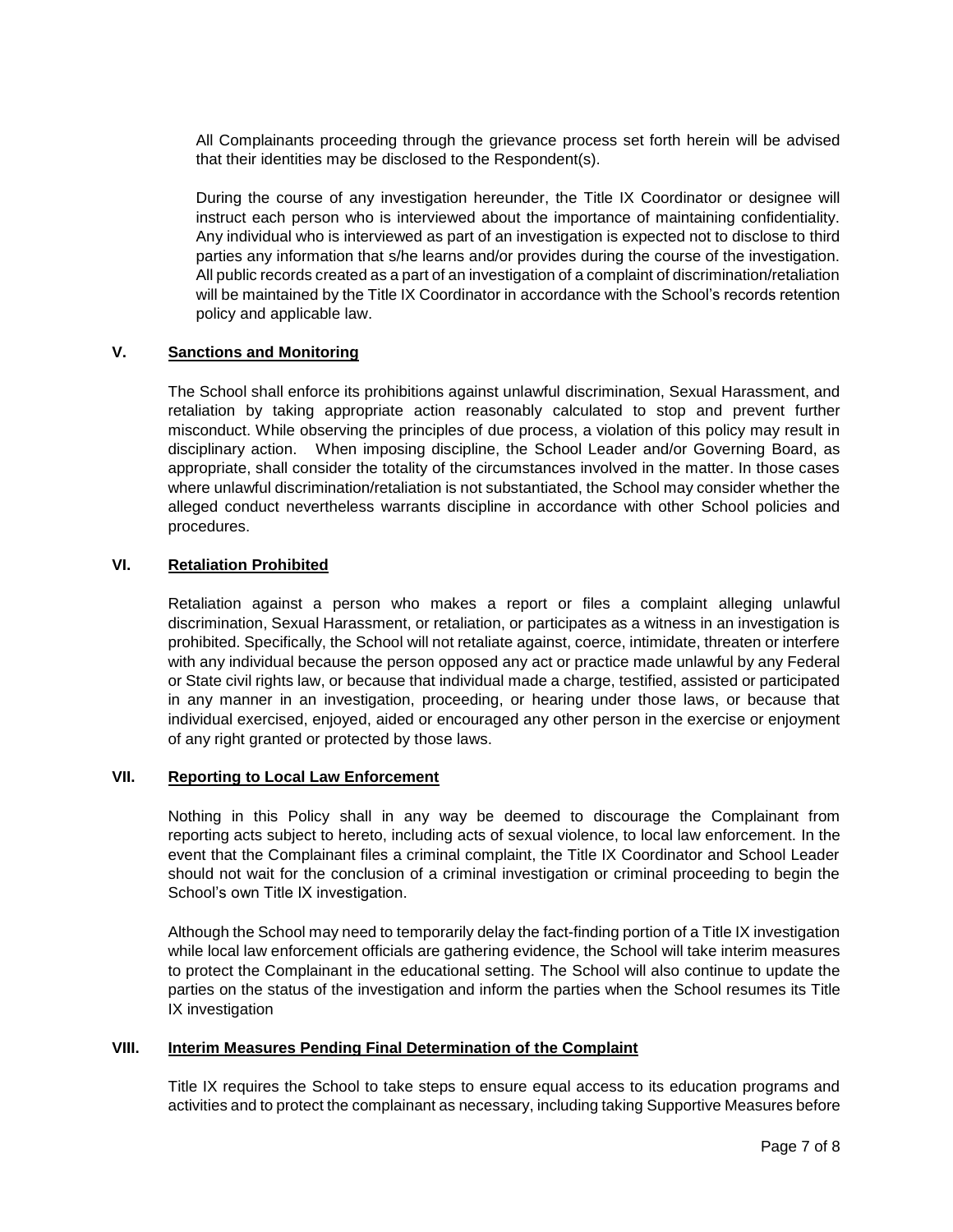All Complainants proceeding through the grievance process set forth herein will be advised that their identities may be disclosed to the Respondent(s).

During the course of any investigation hereunder, the Title IX Coordinator or designee will instruct each person who is interviewed about the importance of maintaining confidentiality. Any individual who is interviewed as part of an investigation is expected not to disclose to third parties any information that s/he learns and/or provides during the course of the investigation. All public records created as a part of an investigation of a complaint of discrimination/retaliation will be maintained by the Title IX Coordinator in accordance with the School's records retention policy and applicable law.

## V. <u>Sanctions and Monitoring</u>

The School shall enforce its prohibitions against unlawful discrimination, Sexual Harassment, and retaliation by taking appropriate action reasonably calculated to stop and prevent further misconduct. While observing the principles of due process, a violation of this policy may result in disciplinary action. When imposing discipline, the School Leader and/or Governing Board, as appropriate, shall consider the totality of the circumstances involved in the matter. In those cases where unlawful discrimination/retaliation is not substantiated, the School may consider whether the alleged conduct nevertheless warrants discipline in accordance with other School policies and procedures.

## VI. <u>Retaliation Prohibited</u>

Retaliation against a person who makes a report or files a complaint alleging unlawful discrimination, Sexual Harassment, or retaliation, or participates as a witness in an investigation is prohibited. Specifically, the School will not retaliate against, coerce, intimidate, threaten or interfere with any individual because the person opposed any act or practice made unlawful by any Federal or State civil rights law, or because that individual made a charge, testified, assisted or participated in any manner in an investigation, proceeding, or hearing under those laws, or because that individual exercised, enjoyed, aided or encouraged any other person in the exercise or enjoyment of any right granted or protected by those laws.

## VII. <u>Reporting to Local Law Enforcement</u>

Nothing in this Policy shall in any way be deemed to discourage the Complainant from reporting acts subject to hereto, including acts of sexual violence, to local law enforcement. In the event that the Complainant files a criminal complaint, the Title IX Coordinator and School Leader should not wait for the conclusion of a criminal investigation or criminal proceeding to begin the School's own Title IX investigation.

Although the School may need to temporarily delay the fact-finding portion of a Title IX investigation while local law enforcement officials are gathering evidence, the School will take interim measures to protect the Complainant in the educational setting. The School will also continue to update the parties on the status of the investigation and inform the parties when the School resumes its Title IX investigation

## VIII. <u>Interim Measures Pending Final Determination of the Complaint</u>

Title IX requires the School to take steps to ensure equal access to its education programs and activities and to protect the complainant as necessary, including taking Supportive Measures before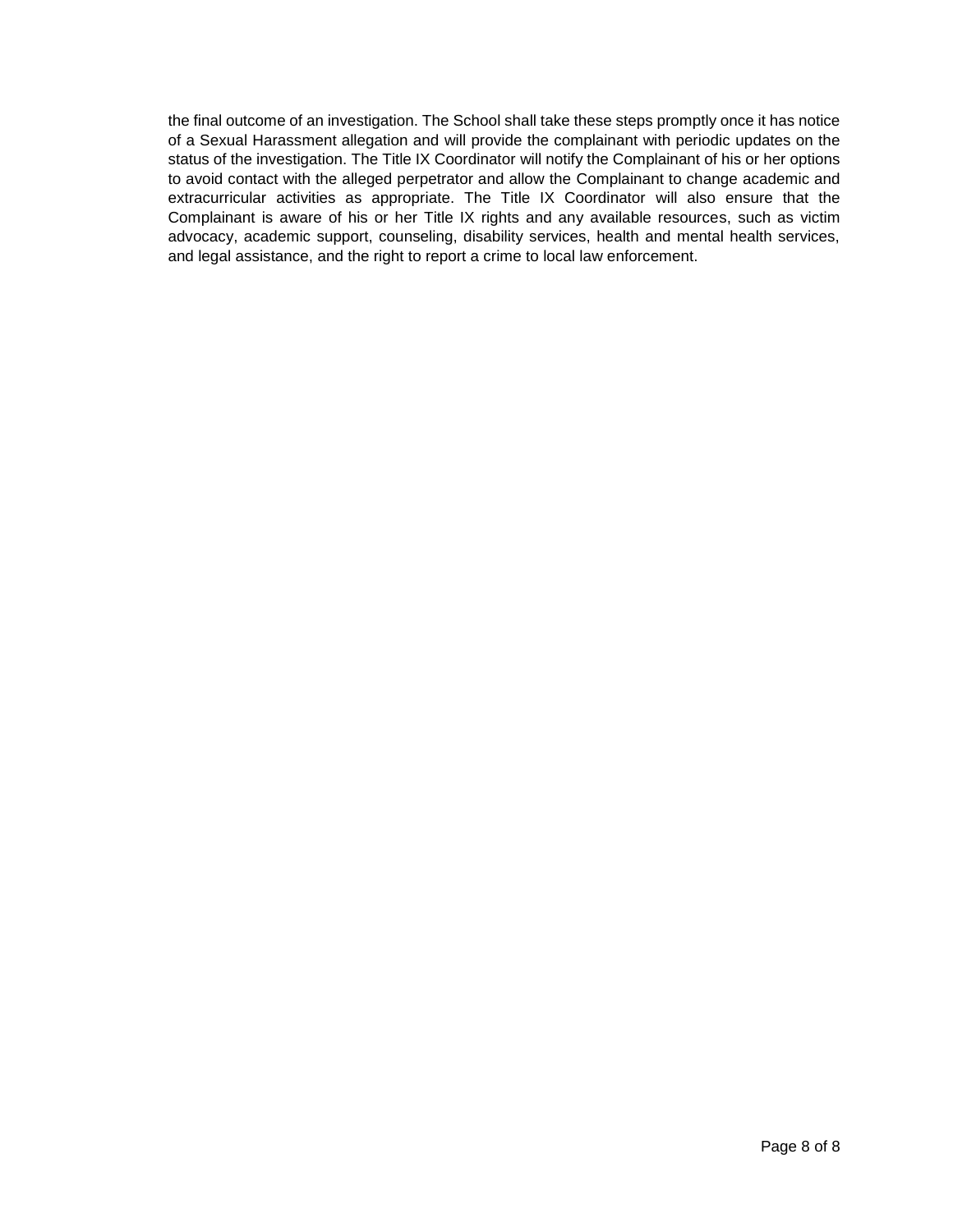the final outcome of an investigation. The School shall take these steps promptly once it has notice of a Sexual Harassment allegation and will provide the complainant with periodic updates on the status of the investigation. The Title IX Coordinator will notify the Complainant of his or her options to avoid contact with the alleged perpetrator and allow the Complainant to change academic and extracurricular activities as appropriate. The Title IX Coordinator will also ensure that the Complainant is aware of his or her Title IX rights and any available resources, such as victim advocacy, academic support, counseling, disability services, health and mental health services, and legal assistance, and the right to report a crime to local law enforcement.